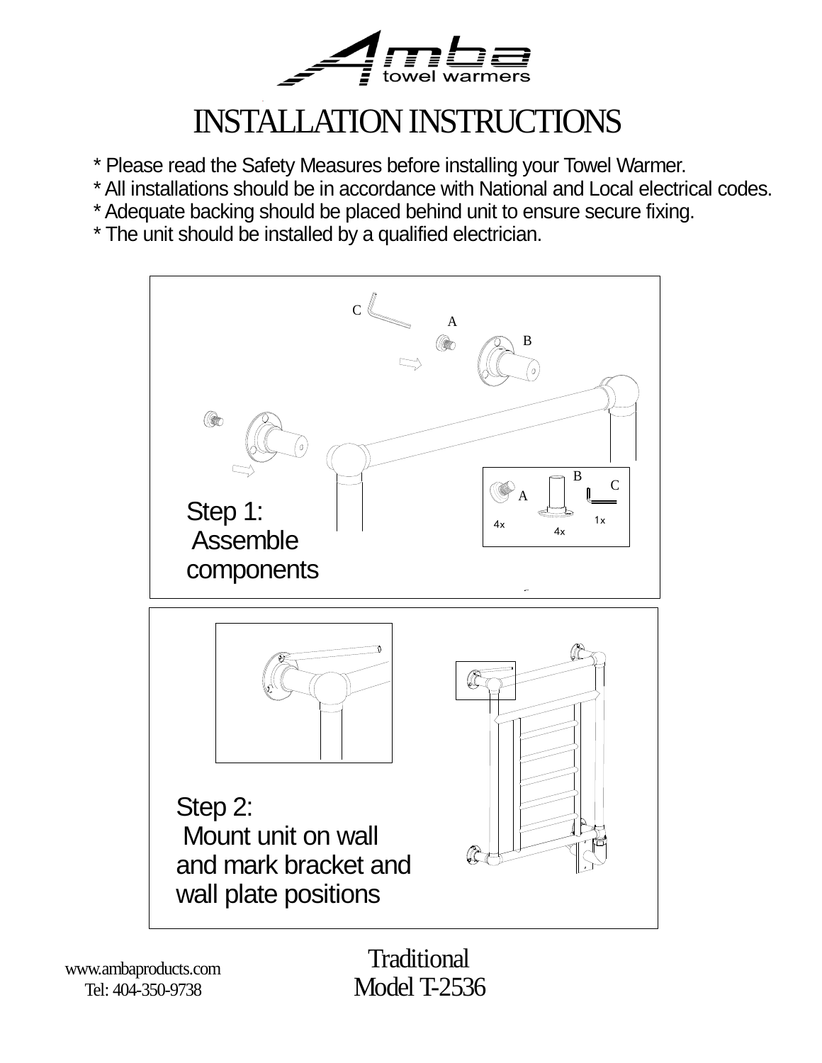Amba towel warmers

# INSTALLATION INSTRUCTIONS

* Please read the Safety Measures before installing your Towel Warmer.
* All installations should be in accordance with National and Local electrical codes.
* Adequate backing should be placed behind unit to ensure secure fixing.
* The unit should be installed by a qualified electrician.

C

A

B

B

C

A

4x

4x

1x

Step 1:
Assemble components

Step 2:
Mount unit on wall and mark bracket and wall plate positions

Traditional
Model T-2536

www.ambaproducts.com
Tel: 404-350-9738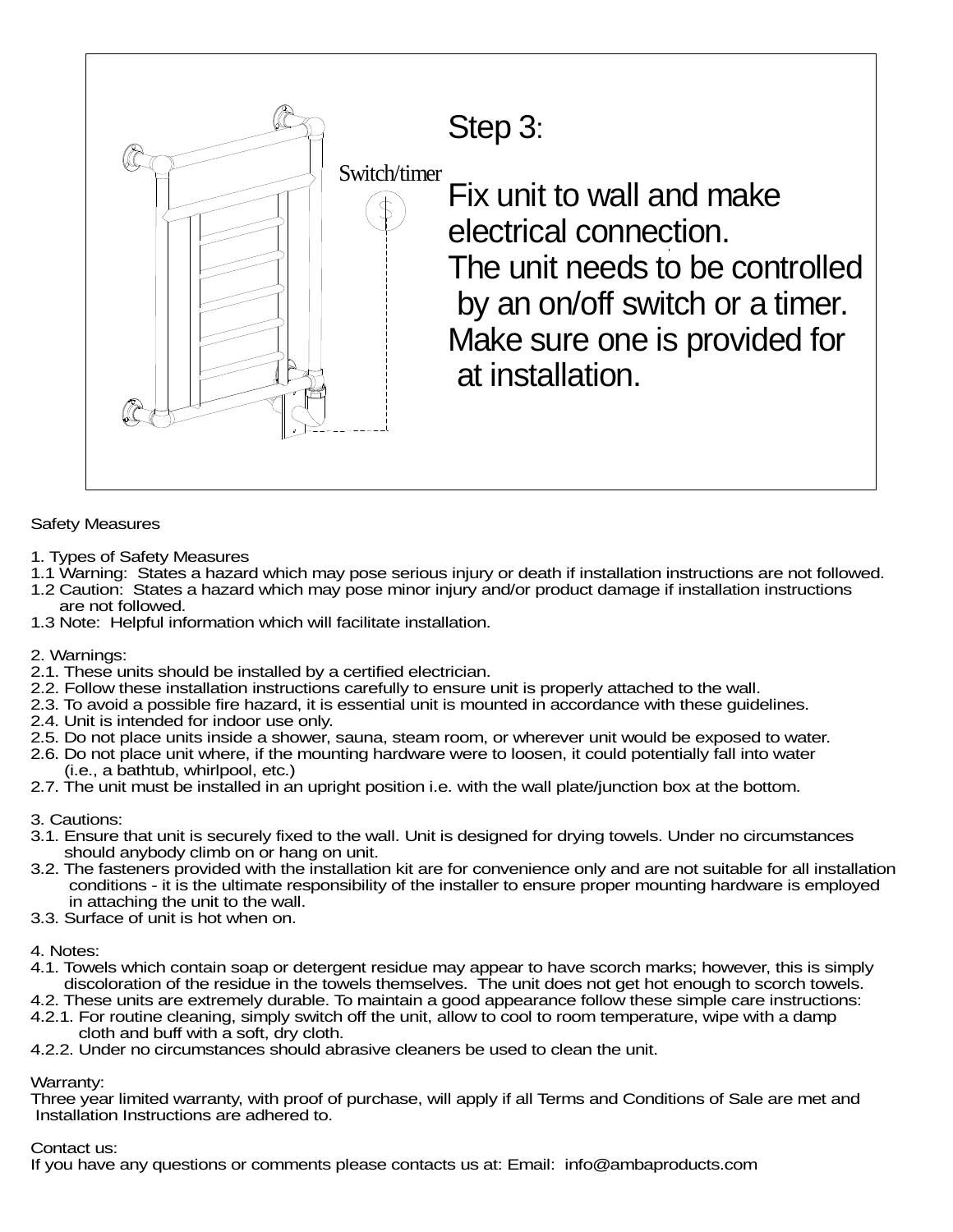Switch/timer

## Step 3:

Fix unit to wall and make electrical connection.
The unit needs to be controlled by an on/off switch or a timer.
Make sure one is provided for at installation.

Safety Measures

1. Types of Safety Measures
1.1 Warning: States a hazard which may pose serious injury or death if installation instructions are not followed.
1.2 Caution: States a hazard which may pose minor injury and/or product damage if installation instructions are not followed.
1.3 Note: Helpful information which will facilitate installation.

2. Warnings:
2.1. These units should be installed by a certified electrician.
2.2. Follow these installation instructions carefully to ensure unit is properly attached to the wall.
2.3. To avoid a possible fire hazard, it is essential unit is mounted in accordance with these guidelines.
2.4. Unit is intended for indoor use only.
2.5. Do not place units inside a shower, sauna, steam room, or wherever unit would be exposed to water.
2.6. Do not place unit where, if the mounting hardware were to loosen, it could potentially fall into water (i.e., a bathtub, whirlpool, etc.)
2.7. The unit must be installed in an upright position i.e. with the wall plate/junction box at the bottom.

3. Cautions:
3.1. Ensure that unit is securely fixed to the wall. Unit is designed for drying towels. Under no circumstances should anybody climb on or hang on unit.
3.2. The fasteners provided with the installation kit are for convenience only and are not suitable for all installation conditions - it is the ultimate responsibility of the installer to ensure proper mounting hardware is employed in attaching the unit to the wall.
3.3. Surface of unit is hot when on.

4. Notes:
4.1. Towels which contain soap or detergent residue may appear to have scorch marks; however, this is simply discoloration of the residue in the towels themselves. The unit does not get hot enough to scorch towels.
4.2. These units are extremely durable. To maintain a good appearance follow these simple care instructions:
4.2.1. For routine cleaning, simply switch off the unit, allow to cool to room temperature, wipe with a damp cloth and buff with a soft, dry cloth.
4.2.2. Under no circumstances should abrasive cleaners be used to clean the unit.

Warranty:
Three year limited warranty, with proof of purchase, will apply if all Terms and Conditions of Sale are met and Installation Instructions are adhered to.

Contact us:
If you have any questions or comments please contacts us at: Email: info@ambaproducts.com